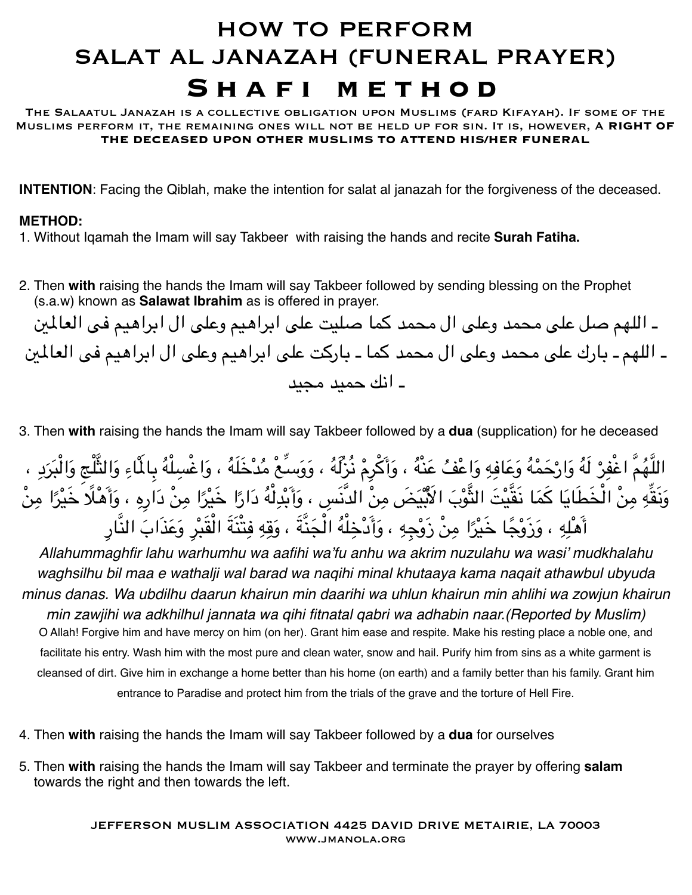# HOW TO PERFORM SALAT AL JANAZAH (FUNERAL PRAYER)

## Shafi method

**The Salaatul Janazah is a collective obligation upon Muslims (fard Kifayah). If some of the Muslims perform it, the remaining ones will not be held up for sin. It is, however, a RIGHT OF THE DECEASED UPON OTHER MUSLIMS TO ATTEND HIS/HER FUNERAL**

**INTENTION**: Facing the Qiblah, make the intention for salat al janazah for the forgiveness of the deceased.

**METHOD:**

1. Without Iqamah the Imam will say Takbeer with raising the hands and recite **Surah Fatiha.**

2. Then **with** raising the hands the Imam will say Takbeer followed by sending blessing on the Prophet (s.a.w) known as **Salawat Ibrahim** as is offered in prayer.

   ـ اللهم صل على محمد وعلى ال محمد كما صليت على ابراهيم وعلى ال ابراهيم فى العالمين
   ـ اللهم ـ بارك على محمد وعلى ال محمد كما ـ باركت على ابراهيم وعلى ال ابراهيم فى العالمين
   ـ انك حميد مجيد

3. Then **with** raising the hands the Imam will say Takbeer followed by a **dua** (supplication) for he deceased

   اللَّهُمَّ اغْفِرْ لَهُ وَارْحَمْهُ وَعَافِهِ وَاعْفُ عَنْهُ ، وَأَكْرِمْ نُزُلَهُ ، وَوَسِّعْ مُدْخَلَهُ ، وَاغْسِلْهُ بِالْمَاءِ وَالثَّلْجِ وَالْبَرَدِ ، وَنَقِّهِ مِنْ الْخَطَايَا كَمَا نَقَّيْتَ الثَّوْبَ الأَبْيَضَ مِنْ الدَّنَسِ ، وَأَبْدِلْهُ دَارًا خَيْرًا مِنْ دَارِهِ ، وَأَهْلاً خَيْرًا مِنْ أَهْلِهِ ، وَزَوْجًا خَيْرًا مِنْ زَوْجِهِ ، وَأَدْخِلْهُ الْجَنَّةَ ، وَقِهِ فِتْنَةَ الْقَبْرِ وَعَذَابَ النَّارِ

   *Allahummaghfir lahu warhumhu wa aafihi wa'fu anhu wa akrim nuzulahu wa wasi' mudkhalahu waghsilhu bil maa e wathalji wal barad wa naqihi minal khutaaya kama naqait athawbul ubyuda minus danas. Wa ubdilhu daarun khairun min daarihi wa uhlun khairun min ahlihi wa zowjun khairun min zawjihi wa adkhilhul jannata wa qihi fitnatal qabri wa adhabin naar.(Reported by Muslim)*

   O Allah! Forgive him and have mercy on him (on her). Grant him ease and respite. Make his resting place a noble one, and facilitate his entry. Wash him with the most pure and clean water, snow and hail. Purify him from sins as a white garment is cleansed of dirt. Give him in exchange a home better than his home (on earth) and a family better than his family. Grant him entrance to Paradise and protect him from the trials of the grave and the torture of Hell Fire.

4. Then **with** raising the hands the Imam will say Takbeer followed by a **dua** for ourselves

5. Then **with** raising the hands the Imam will say Takbeer and terminate the prayer by offering **salam** towards the right and then towards the left.

JEFFERSON MUSLIM ASSOCIATION 4425 DAVID DRIVE METAIRIE, LA 70003
WWW.JMANOLA.ORG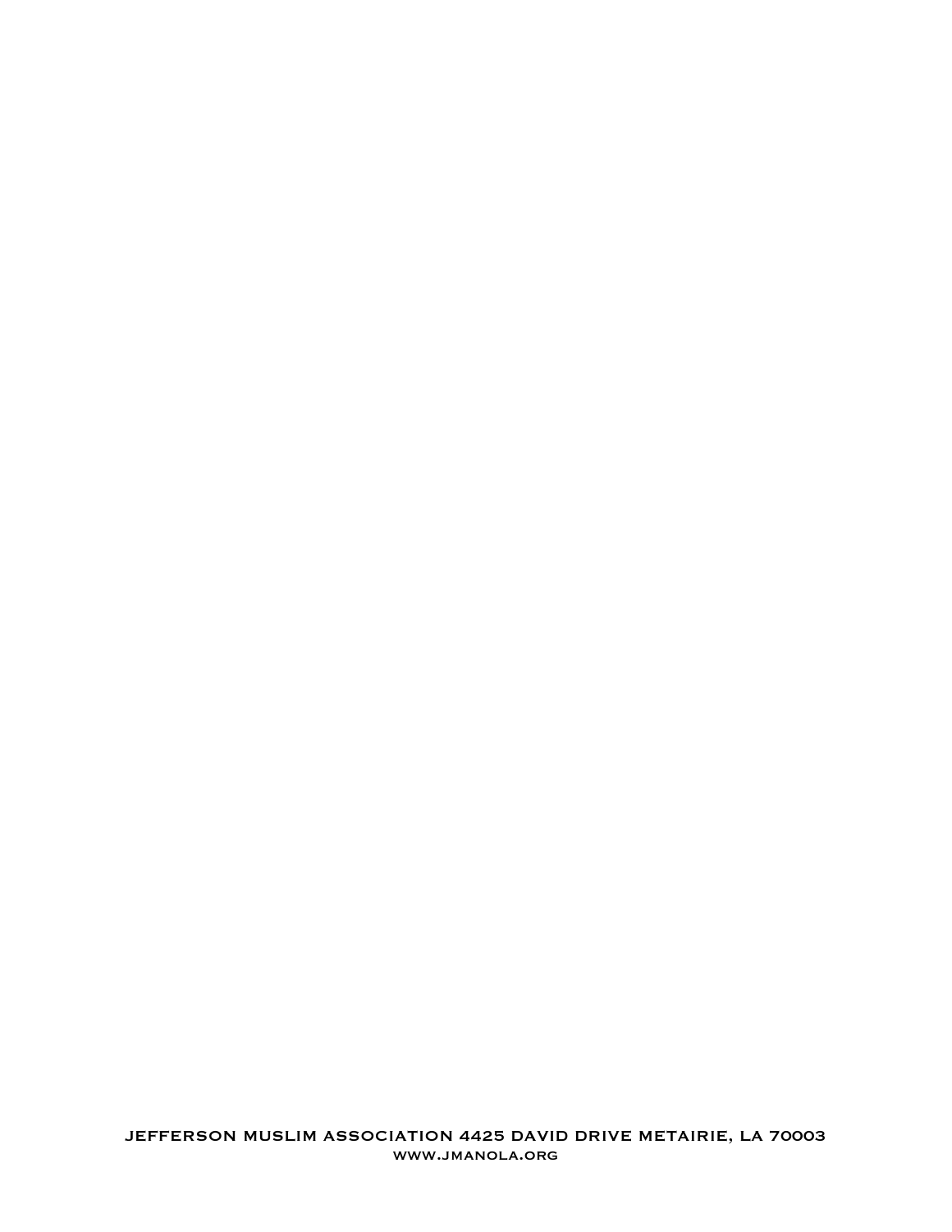JEFFERSON MUSLIM ASSOCIATION 4425 DAVID DRIVE METAIRIE, LA 70003

WWW.JMANOLA.ORG